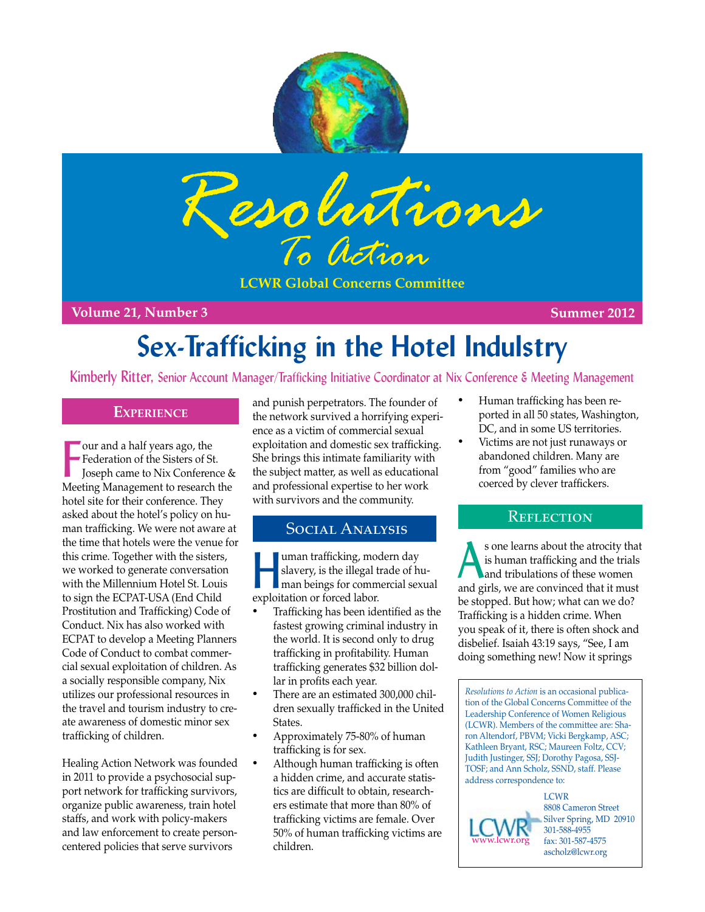# Resolutions To Action

**LCWR Global Concerns Committee**

**Volume 21, Number 3** **Summer 2012**

# Sex-Trafficking in the Hotel Indulstry

Kimberly Ritter, Senior Account Manager/Trafficking Initiative Coordinator at Nix Conference & Meeting Management

## Experience

Four and a half years ago, the Federation of the Sisters of St. Joseph came to Nix Conference & Meeting Management to research the hotel site for their conference. They asked about the hotel's policy on human trafficking. We were not aware at the time that hotels were the venue for this crime. Together with the sisters, we worked to generate conversation with the Millennium Hotel St. Louis to sign the ECPAT-USA (End Child Prostitution and Trafficking) Code of Conduct. Nix has also worked with ECPAT to develop a Meeting Planners Code of Conduct to combat commercial sexual exploitation of children. As a socially responsible company, Nix utilizes our professional resources in the travel and tourism industry to create awareness of domestic minor sex trafficking of children.

Healing Action Network was founded in 2011 to provide a psychosocial support network for trafficking survivors, organize public awareness, train hotel staffs, and work with policy-makers and law enforcement to create person-centered policies that serve survivors and punish perpetrators. The founder of the network survived a horrifying experience as a victim of commercial sexual exploitation and domestic sex trafficking. She brings this intimate familiarity with the subject matter, as well as educational and professional expertise to her work with survivors and the community.

## Social Analysis

Human trafficking, modern day slavery, is the illegal trade of human beings for commercial sexual exploitation or forced labor.

- Trafficking has been identified as the fastest growing criminal industry in the world. It is second only to drug trafficking in profitability. Human trafficking generates $32 billion dollar in profits each year.
- There are an estimated 300,000 children sexually trafficked in the United States.
- Approximately 75-80% of human trafficking is for sex.
- Although human trafficking is often a hidden crime, and accurate statistics are difficult to obtain, researchers estimate that more than 80% of trafficking victims are female. Over 50% of human trafficking victims are children.
- Human trafficking has been reported in all 50 states, Washington, DC, and in some US territories.
- Victims are not just runaways or abandoned children. Many are from "good" families who are coerced by clever traffickers.

## Reflection

As one learns about the atrocity that is human trafficking and the trials and tribulations of these women and girls, we are convinced that it must be stopped. But how; what can we do? Trafficking is a hidden crime. When you speak of it, there is often shock and disbelief. Isaiah 43:19 says, "See, I am doing something new! Now it springs

---

*Resolutions to Action* is an occasional publication of the Global Concerns Committee of the Leadership Conference of Women Religious (LCWR). Members of the committee are: Sharon Altendorf, PBVM; Vicki Bergkamp, ASC; Kathleen Bryant, RSC; Maureen Foltz, CCV; Judith Justinger, SSJ; Dorothy Pagosa, SSJ-TOSF; and Ann Scholz, SSND, staff. Please address correspondence to:

LCWR
8808 Cameron Street
Silver Spring, MD 20910
301-588-4955
fax: 301-587-4575
ascholz@lcwr.org

www.lcwr.org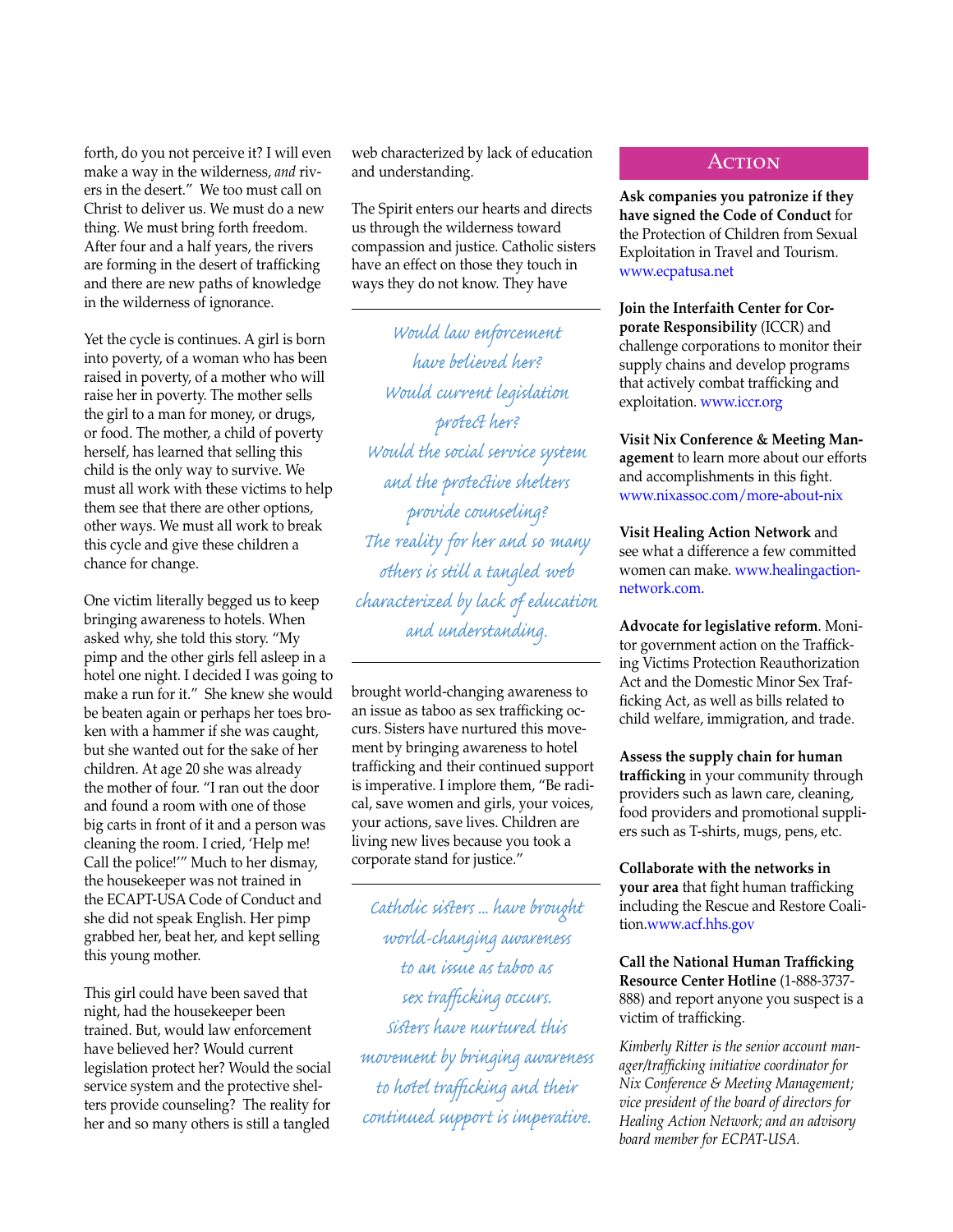forth, do you not perceive it? I will even make a way in the wilderness, *and* rivers in the desert." We too must call on Christ to deliver us. We must do a new thing. We must bring forth freedom. After four and a half years, the rivers are forming in the desert of trafficking and there are new paths of knowledge in the wilderness of ignorance.

Yet the cycle is continues. A girl is born into poverty, of a woman who has been raised in poverty, of a mother who will raise her in poverty. The mother sells the girl to a man for money, or drugs, or food. The mother, a child of poverty herself, has learned that selling this child is the only way to survive. We must all work with these victims to help them see that there are other options, other ways. We must all work to break this cycle and give these children a chance for change.

One victim literally begged us to keep bringing awareness to hotels. When asked why, she told this story. "My pimp and the other girls fell asleep in a hotel one night. I decided I was going to make a run for it." She knew she would be beaten again or perhaps her toes broken with a hammer if she was caught, but she wanted out for the sake of her children. At age 20 she was already the mother of four. "I ran out the door and found a room with one of those big carts in front of it and a person was cleaning the room. I cried, 'Help me! Call the police!'" Much to her dismay, the housekeeper was not trained in the ECAPT-USA Code of Conduct and she did not speak English. Her pimp grabbed her, beat her, and kept selling this young mother.

This girl could have been saved that night, had the housekeeper been trained. But, would law enforcement have believed her? Would current legislation protect her? Would the social service system and the protective shelters provide counseling? The reality for her and so many others is still a tangled web characterized by lack of education and understanding.

The Spirit enters our hearts and directs us through the wilderness toward compassion and justice. Catholic sisters have an effect on those they touch in ways they do not know. They have brought world-changing awareness to an issue as taboo as sex trafficking occurs. Sisters have nurtured this movement by bringing awareness to hotel trafficking and their continued support is imperative. I implore them, "Be radical, save women and girls, your voices, your actions, save lives. Children are living new lives because you took a corporate stand for justice."

---

*Would law enforcement have believed her? Would current legislation protect her? Would the social service system and the protective shelters provide counseling? The reality for her and so many others is still a tangled web characterized by lack of education and understanding.*

---

*Catholic sisters ... have brought world-changing awareness to an issue as taboo as sex trafficking occurs. Sisters have nurtured this movement by bringing awareness to hotel trafficking and their continued support is imperative.*

---

## Action

**Ask companies you patronize if they have signed the Code of Conduct** for the Protection of Children from Sexual Exploitation in Travel and Tourism. www.ecpatusa.net

**Join the Interfaith Center for Corporate Responsibility** (ICCR) and challenge corporations to monitor their supply chains and develop programs that actively combat trafficking and exploitation. www.iccr.org

**Visit Nix Conference & Meeting Management** to learn more about our efforts and accomplishments in this fight. www.nixassoc.com/more-about-nix

**Visit Healing Action Network** and see what a difference a few committed women can make. www.healingaction-network.com.

**Advocate for legislative reform**. Monitor government action on the Trafficking Victims Protection Reauthorization Act and the Domestic Minor Sex Trafficking Act, as well as bills related to child welfare, immigration, and trade.

**Assess the supply chain for human trafficking** in your community through providers such as lawn care, cleaning, food providers and promotional suppliers such as T-shirts, mugs, pens, etc.

**Collaborate with the networks in your area** that fight human trafficking including the Rescue and Restore Coalition.www.acf.hhs.gov

**Call the National Human Trafficking Resource Center Hotline** (1-888-3737-888) and report anyone you suspect is a victim of trafficking.

*Kimberly Ritter is the senior account manager/trafficking initiative coordinator for Nix Conference & Meeting Management; vice president of the board of directors for Healing Action Network; and an advisory board member for ECPAT-USA.*